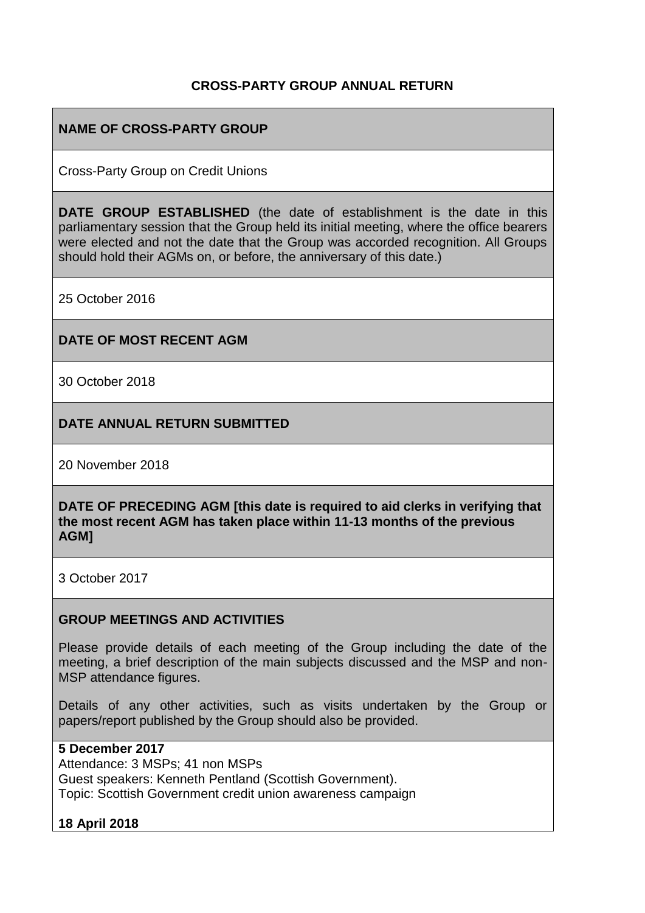# CROSS-PARTY GROUP ANNUAL RETURN

**NAME OF CROSS-PARTY GROUP**

Cross-Party Group on Credit Unions

**DATE GROUP ESTABLISHED** (the date of establishment is the date in this parliamentary session that the Group held its initial meeting, where the office bearers were elected and not the date that the Group was accorded recognition. All Groups should hold their AGMs on, or before, the anniversary of this date.)

25 October 2016

**DATE OF MOST RECENT AGM**

30 October 2018

**DATE ANNUAL RETURN SUBMITTED**

20 November 2018

**DATE OF PRECEDING AGM [this date is required to aid clerks in verifying that the most recent AGM has taken place within 11-13 months of the previous AGM]**

3 October 2017

**GROUP MEETINGS AND ACTIVITIES**

Please provide details of each meeting of the Group including the date of the meeting, a brief description of the main subjects discussed and the MSP and non-MSP attendance figures.

Details of any other activities, such as visits undertaken by the Group or papers/report published by the Group should also be provided.

**5 December 2017**
Attendance: 3 MSPs; 41 non MSPs
Guest speakers: Kenneth Pentland (Scottish Government).
Topic: Scottish Government credit union awareness campaign

**18 April 2018**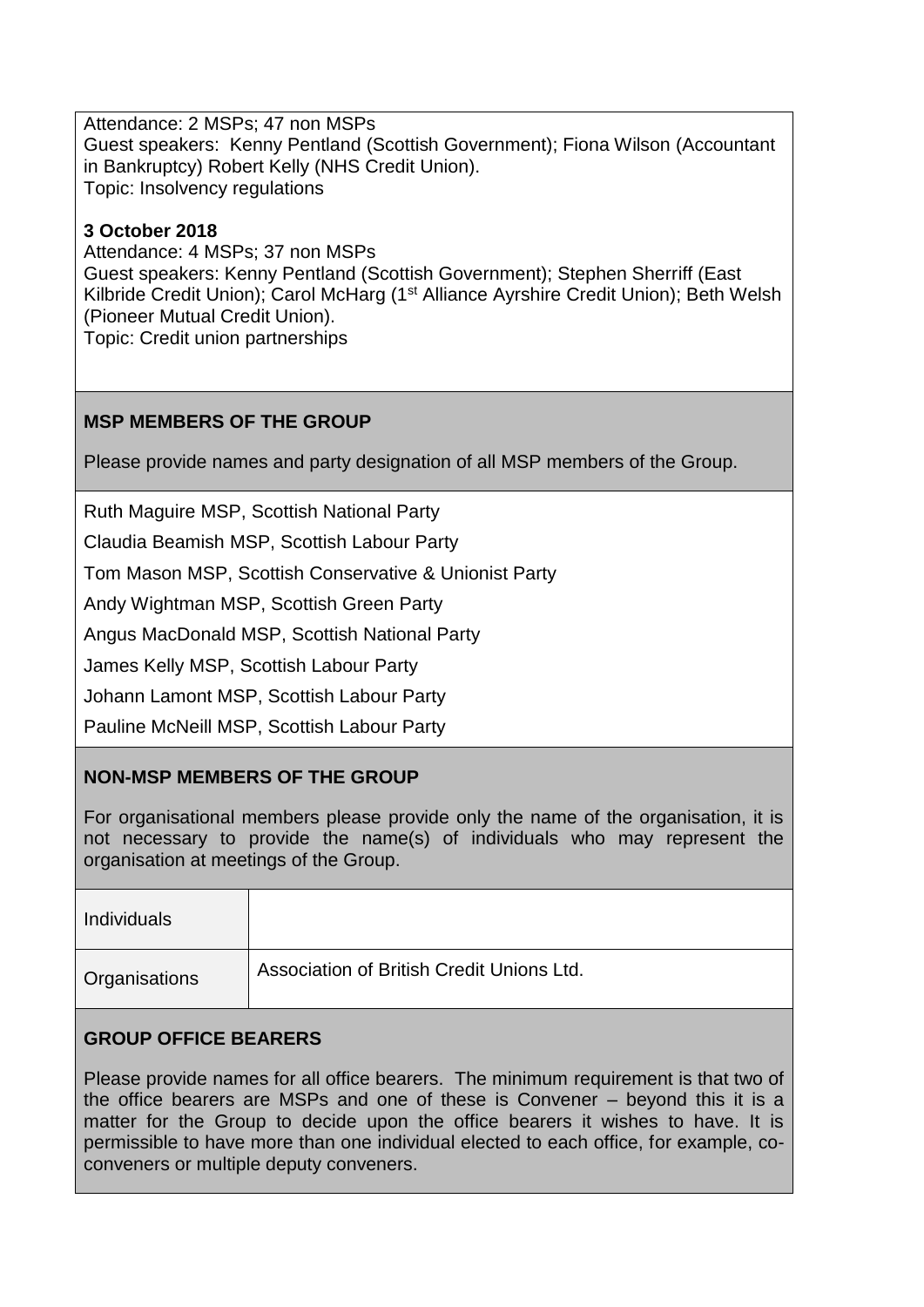Attendance: 2 MSPs; 47 non MSPs
Guest speakers: Kenny Pentland (Scottish Government); Fiona Wilson (Accountant in Bankruptcy) Robert Kelly (NHS Credit Union).
Topic: Insolvency regulations

**3 October 2018**
Attendance: 4 MSPs; 37 non MSPs
Guest speakers: Kenny Pentland (Scottish Government); Stephen Sherriff (East Kilbride Credit Union); Carol McHarg (1st Alliance Ayrshire Credit Union); Beth Welsh (Pioneer Mutual Credit Union).
Topic: Credit union partnerships

**MSP MEMBERS OF THE GROUP**

Please provide names and party designation of all MSP members of the Group.

Ruth Maguire MSP, Scottish National Party

Claudia Beamish MSP, Scottish Labour Party

Tom Mason MSP, Scottish Conservative & Unionist Party

Andy Wightman MSP, Scottish Green Party

Angus MacDonald MSP, Scottish National Party

James Kelly MSP, Scottish Labour Party

Johann Lamont MSP, Scottish Labour Party

Pauline McNeill MSP, Scottish Labour Party

**NON-MSP MEMBERS OF THE GROUP**

For organisational members please provide only the name of the organisation, it is not necessary to provide the name(s) of individuals who may represent the organisation at meetings of the Group.

| | |
|---|---|
| Individuals | |
| Organisations | Association of British Credit Unions Ltd. |

**GROUP OFFICE BEARERS**

Please provide names for all office bearers. The minimum requirement is that two of the office bearers are MSPs and one of these is Convener – beyond this it is a matter for the Group to decide upon the office bearers it wishes to have. It is permissible to have more than one individual elected to each office, for example, co-conveners or multiple deputy conveners.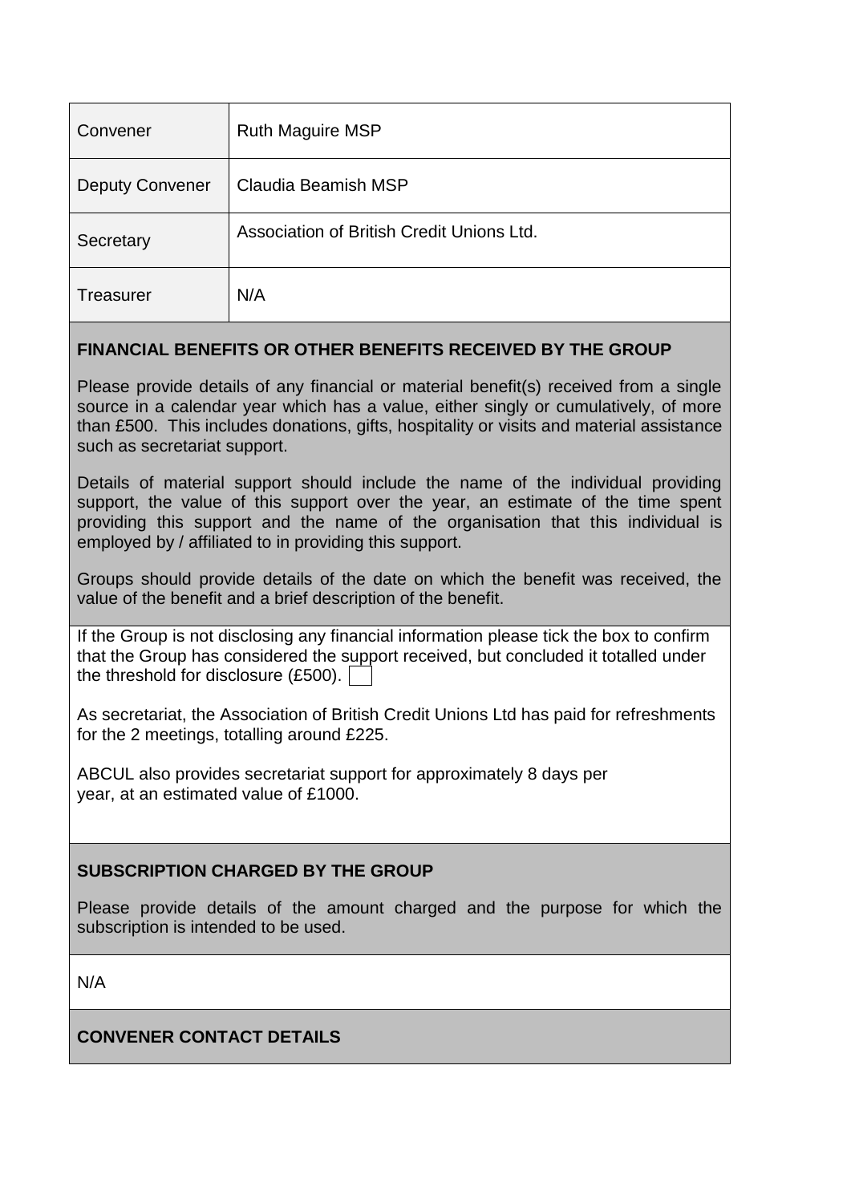| Convener | Ruth Maguire MSP |
| --- | --- |
| Deputy Convener | Claudia Beamish MSP |
| Secretary | Association of British Credit Unions Ltd. |
| Treasurer | N/A |

**FINANCIAL BENEFITS OR OTHER BENEFITS RECEIVED BY THE GROUP**

Please provide details of any financial or material benefit(s) received from a single source in a calendar year which has a value, either singly or cumulatively, of more than £500. This includes donations, gifts, hospitality or visits and material assistance such as secretariat support.

Details of material support should include the name of the individual providing support, the value of this support over the year, an estimate of the time spent providing this support and the name of the organisation that this individual is employed by / affiliated to in providing this support.

Groups should provide details of the date on which the benefit was received, the value of the benefit and a brief description of the benefit.

If the Group is not disclosing any financial information please tick the box to confirm that the Group has considered the support received, but concluded it totalled under the threshold for disclosure (£500). ☐

As secretariat, the Association of British Credit Unions Ltd has paid for refreshments for the 2 meetings, totalling around £225.

ABCUL also provides secretariat support for approximately 8 days per year, at an estimated value of £1000.

**SUBSCRIPTION CHARGED BY THE GROUP**

Please provide details of the amount charged and the purpose for which the subscription is intended to be used.

N/A

**CONVENER CONTACT DETAILS**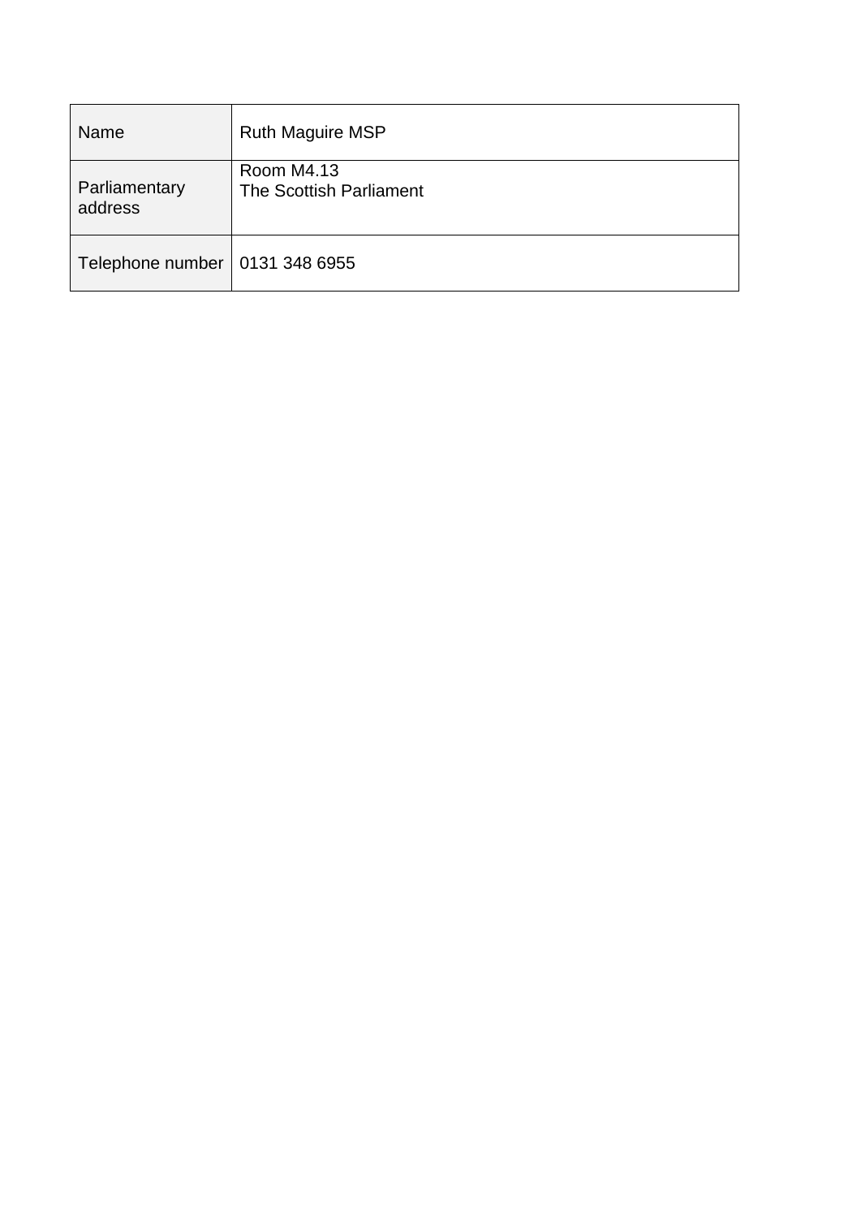| | |
|---|---|
| Name | Ruth Maguire MSP |
| Parliamentary address | Room M4.13<br>The Scottish Parliament |
| Telephone number | 0131 348 6955 |